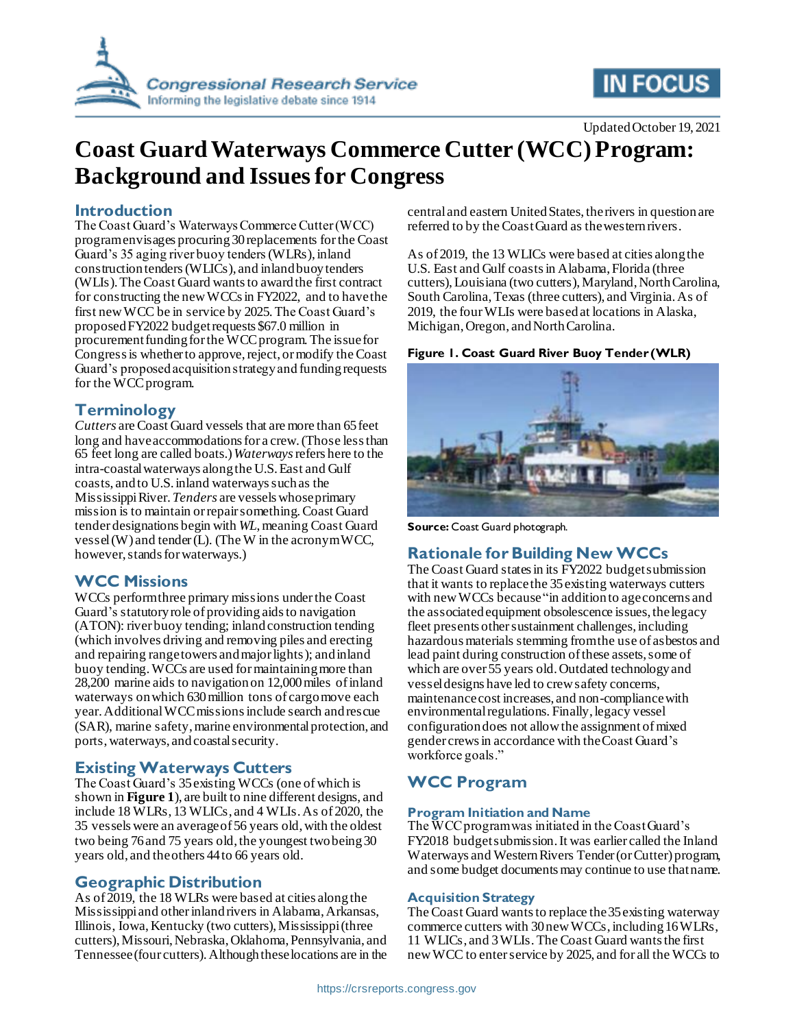Updated October 19, 2021

# Coast Guard Waterways Commerce Cutter (WCC) Program: Background and Issues for Congress

## Introduction

The Coast Guard's Waterways Commerce Cutter (WCC) program envisages procuring 30 replacements for the Coast Guard's 35 aging river buoy tenders (WLRs), inland construction tenders (WLICs), and inland buoy tenders (WLIs). The Coast Guard wants to award the first contract for constructing the new WCCs in FY2022, and to have the first new WCC be in service by 2025. The Coast Guard's proposed FY2022 budget requests $67.0 million in procurement funding for the WCC program. The issue for Congress is whether to approve, reject, or modify the Coast Guard's proposed acquisition strategy and funding requests for the WCC program.

## Terminology

*Cutters* are Coast Guard vessels that are more than 65 feet long and have accommodations for a crew. (Those less than 65 feet long are called boats.) *Waterways* refers here to the intra-coastal waterways along the U.S. East and Gulf coasts, and to U.S. inland waterways such as the Mississippi River. *Tenders* are vessels whose primary mission is to maintain or repair something. Coast Guard tender designations begin with *WL*, meaning Coast Guard vessel (W) and tender (L). (The W in the acronym WCC, however, stands for waterways.)

## WCC Missions

WCCs perform three primary missions under the Coast Guard's statutory role of providing aids to navigation (ATON): river buoy tending; inland construction tending (which involves driving and removing piles and erecting and repairing range towers and major lights); and inland buoy tending. WCCs are used for maintaining more than 28,200 marine aids to navigation on 12,000 miles of inland waterways on which 630 million tons of cargo move each year. Additional WCC missions include search and rescue (SAR), marine safety, marine environmental protection, and ports, waterways, and coastal security.

## Existing Waterways Cutters

The Coast Guard's 35 existing WCCs (one of which is shown in **Figure 1**), are built to nine different designs, and include 18 WLRs, 13 WLICs, and 4 WLIs. As of 2020, the 35 vessels were an average of 56 years old, with the oldest two being 76 and 75 years old, the youngest two being 30 years old, and the others 44 to 66 years old.

## Geographic Distribution

As of 2019, the 18 WLRs were based at cities along the Mississippi and other inland rivers in Alabama, Arkansas, Illinois, Iowa, Kentucky (two cutters), Mississippi (three cutters), Missouri, Nebraska, Oklahoma, Pennsylvania, and Tennessee (four cutters). Although these locations are in the central and eastern United States, the rivers in question are referred to by the Coast Guard as the western rivers.

As of 2019, the 13 WLICs were based at cities along the U.S. East and Gulf coasts in Alabama, Florida (three cutters), Louisiana (two cutters), Maryland, North Carolina, South Carolina, Texas (three cutters), and Virginia. As of 2019, the four WLIs were based at locations in Alaska, Michigan, Oregon, and North Carolina.

**Figure 1. Coast Guard River Buoy Tender (WLR)**

**Source:** Coast Guard photograph.

## Rationale for Building New WCCs

The Coast Guard states in its FY2022 budget submission that it wants to replace the 35 existing waterways cutters with new WCCs because "in addition to age concerns and the associated equipment obsolescence issues, the legacy fleet presents other sustainment challenges, including hazardous materials stemming from the use of asbestos and lead paint during construction of these assets, some of which are over 55 years old. Outdated technology and vessel designs have led to crew safety concerns, maintenance cost increases, and non-compliance with environmental regulations. Finally, legacy vessel configuration does not allow the assignment of mixed gender crews in accordance with the Coast Guard's workforce goals."

## WCC Program

### Program Initiation and Name

The WCC program was initiated in the Coast Guard's FY2018 budget submission. It was earlier called the Inland Waterways and Western Rivers Tender (or Cutter) program, and some budget documents may continue to use that name.

### Acquisition Strategy

The Coast Guard wants to replace the 35 existing waterway commerce cutters with 30 new WCCs, including 16 WLRs, 11 WLICs, and 3 WLIs. The Coast Guard wants the first new WCC to enter service by 2025, and for all the WCCs to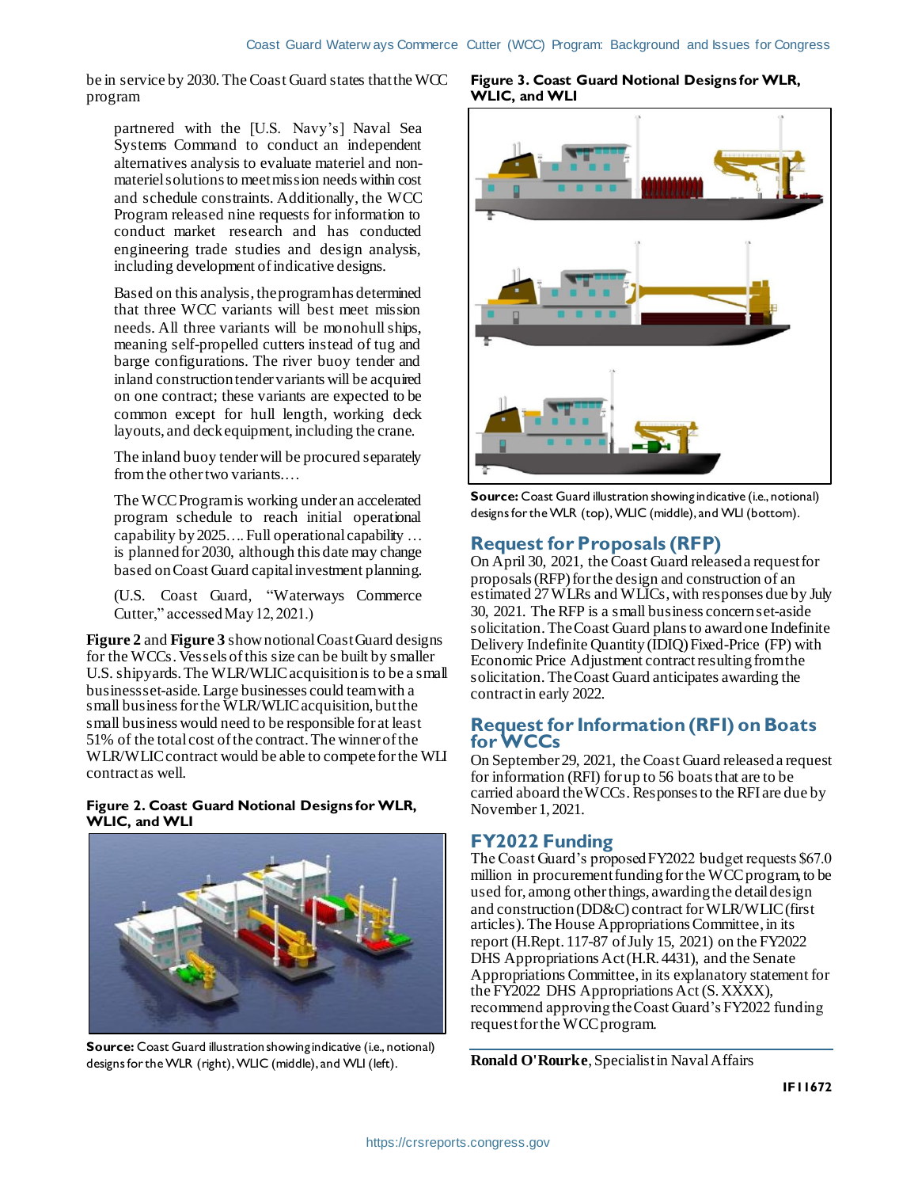be in service by 2030. The Coast Guard states that the WCC program

> partnered with the [U.S. Navy's] Naval Sea Systems Command to conduct an independent alternatives analysis to evaluate materiel and non-materiel solutions to meet mission needs within cost and schedule constraints. Additionally, the WCC Program released nine requests for information to conduct market research and has conducted engineering trade studies and design analysis, including development of indicative designs.
>
> Based on this analysis, the program has determined that three WCC variants will best meet mission needs. All three variants will be monohull ships, meaning self-propelled cutters instead of tug and barge configurations. The river buoy tender and inland construction tender variants will be acquired on one contract; these variants are expected to be common except for hull length, working deck layouts, and deck equipment, including the crane.
>
> The inland buoy tender will be procured separately from the other two variants.…
>
> The WCC Program is working under an accelerated program schedule to reach initial operational capability by 2025.… Full operational capability … is planned for 2030, although this date may change based on Coast Guard capital investment planning.
>
> (U.S. Coast Guard, "Waterways Commerce Cutter," accessed May 12, 2021.)

**Figure 2** and **Figure 3** show notional Coast Guard designs for the WCCs. Vessels of this size can be built by smaller U.S. shipyards. The WLR/WLIC acquisition is to be a small business set-aside. Large businesses could team with a small business for the WLR/WLIC acquisition, but the small business would need to be responsible for at least 51% of the total cost of the contract. The winner of the WLR/WLIC contract would be able to compete for the WLI contract as well.

**Figure 2. Coast Guard Notional Designs for WLR, WLIC, and WLI**

**Source:** Coast Guard illustration showing indicative (i.e., notional) designs for the WLR (right), WLIC (middle), and WLI (left).

**Figure 3. Coast Guard Notional Designs for WLR, WLIC, and WLI**

**Source:** Coast Guard illustration showing indicative (i.e., notional) designs for the WLR (top), WLIC (middle), and WLI (bottom).

## Request for Proposals (RFP)

On April 30, 2021, the Coast Guard released a request for proposals (RFP) for the design and construction of an estimated 27 WLRs and WLICs, with responses due by July 30, 2021. The RFP is a small business concern set-aside solicitation. The Coast Guard plans to award one Indefinite Delivery Indefinite Quantity (IDIQ) Fixed-Price (FP) with Economic Price Adjustment contract resulting from the solicitation. The Coast Guard anticipates awarding the contract in early 2022.

## Request for Information (RFI) on Boats for WCCs

On September 29, 2021, the Coast Guard released a request for information (RFI) for up to 56 boats that are to be carried aboard the WCCs. Responses to the RFI are due by November 1, 2021.

## FY2022 Funding

The Coast Guard's proposed FY2022 budget requests $67.0 million in procurement funding for the WCC program, to be used for, among other things, awarding the detail design and construction (DD&C) contract for WLR/WLIC (first articles). The House Appropriations Committee, in its report (H.Rept. 117-87 of July 15, 2021) on the FY2022 DHS Appropriations Act (H.R. 4431), and the Senate Appropriations Committee, in its explanatory statement for the FY2022 DHS Appropriations Act (S. XXXX), recommend approving the Coast Guard's FY2022 funding request for the WCC program.

**Ronald O'Rourke**, Specialist in Naval Affairs

IF11672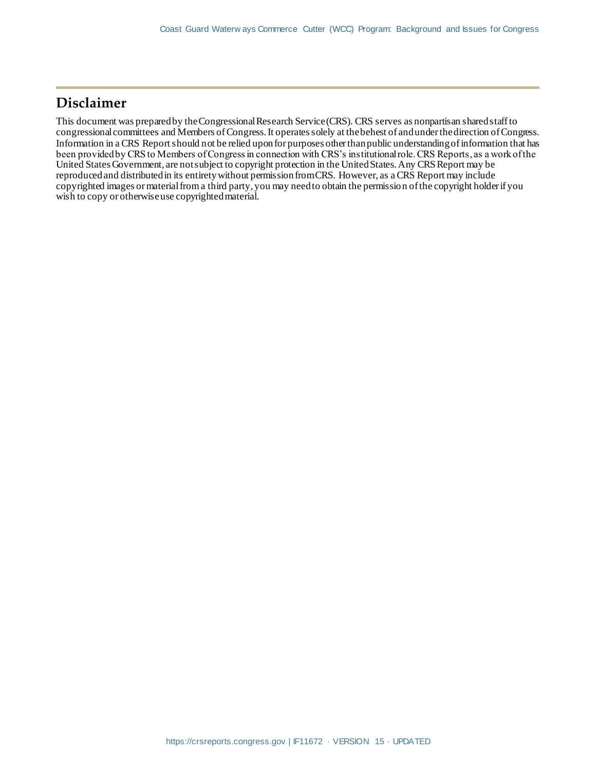## Disclaimer

This document was prepared by the Congressional Research Service (CRS). CRS serves as nonpartisan shared staff to congressional committees and Members of Congress. It operates solely at the behest of and under the direction of Congress. Information in a CRS Report should not be relied upon for purposes other than public understanding of information that has been provided by CRS to Members of Congress in connection with CRS's institutional role. CRS Reports, as a work of the United States Government, are not subject to copyright protection in the United States. Any CRS Report may be reproduced and distributed in its entirety without permission from CRS. However, as a CRS Report may include copyrighted images or material from a third party, you may need to obtain the permission of the copyright holder if you wish to copy or otherwise use copyrighted material.